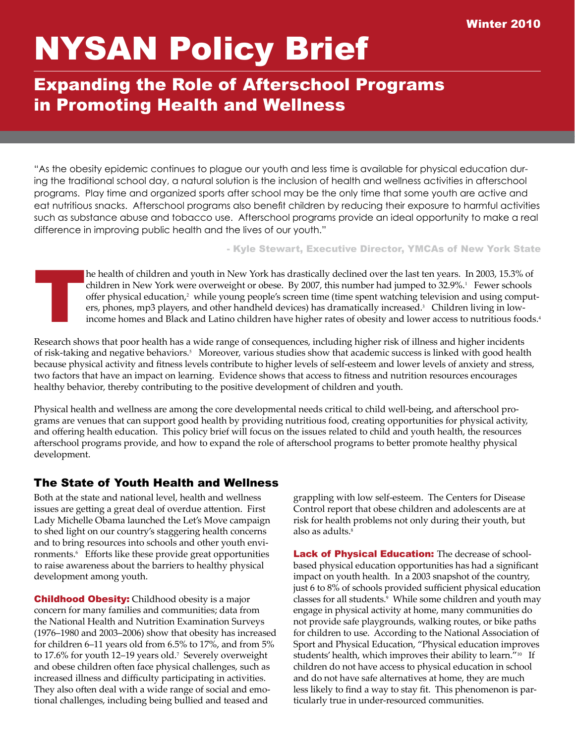Winter 2010

# NYSAN Policy Brief

## Expanding the Role of Afterschool Programs in Promoting Health and Wellness

"As the obesity epidemic continues to plague our youth and less time is available for physical education during the traditional school day, a natural solution is the inclusion of health and wellness activities in afterschool programs. Play time and organized sports after school may be the only time that some youth are active and eat nutritious snacks. Afterschool programs also benefit children by reducing their exposure to harmful activities such as substance abuse and tobacco use. Afterschool programs provide an ideal opportunity to make a real difference in improving public health and the lives of our youth."

**- Kyle Stewart, Executive Director, YMCAs of New York State**

The health of children and youth in New York has drastically declined over the last ten years. In 2003, 15.3% of children in New York were overweight or obese. By 2007, this number had jumped to 32.9%.[1] Fewer schools offer physical education,[2] while young people's screen time (time spent watching television and using computers, phones, mp3 players, and other handheld devices) has dramatically increased.[3] Children living in low-income homes and Black and Latino children have higher rates of obesity and lower access to nutritious foods.[4]

Research shows that poor health has a wide range of consequences, including higher risk of illness and higher incidents of risk-taking and negative behaviors.[5] Moreover, various studies show that academic success is linked with good health because physical activity and fitness levels contribute to higher levels of self-esteem and lower levels of anxiety and stress, two factors that have an impact on learning. Evidence shows that access to fitness and nutrition resources encourages healthy behavior, thereby contributing to the positive development of children and youth.

Physical health and wellness are among the core developmental needs critical to child well-being, and afterschool programs are venues that can support good health by providing nutritious food, creating opportunities for physical activity, and offering health education. This policy brief will focus on the issues related to child and youth health, the resources afterschool programs provide, and how to expand the role of afterschool programs to better promote healthy physical development.

### The State of Youth Health and Wellness

Both at the state and national level, health and wellness issues are getting a great deal of overdue attention. First Lady Michelle Obama launched the Let's Move campaign to shed light on our country's staggering health concerns and to bring resources into schools and other youth environments.[6] Efforts like these provide great opportunities to raise awareness about the barriers to healthy physical development among youth.

**Childhood Obesity:** Childhood obesity is a major concern for many families and communities; data from the National Health and Nutrition Examination Surveys (1976–1980 and 2003–2006) show that obesity has increased for children 6–11 years old from 6.5% to 17%, and from 5% to 17.6% for youth 12–19 years old.[7] Severely overweight and obese children often face physical challenges, such as increased illness and difficulty participating in activities. They also often deal with a wide range of social and emotional challenges, including being bullied and teased and grappling with low self-esteem. The Centers for Disease Control report that obese children and adolescents are at risk for health problems not only during their youth, but also as adults.[8]

**Lack of Physical Education:** The decrease of school-based physical education opportunities has had a significant impact on youth health. In a 2003 snapshot of the country, just 6 to 8% of schools provided sufficient physical education classes for all students.[9] While some children and youth may engage in physical activity at home, many communities do not provide safe playgrounds, walking routes, or bike paths for children to use. According to the National Association of Sport and Physical Education, "Physical education improves students' health, which improves their ability to learn."[10] If children do not have access to physical education in school and do not have safe alternatives at home, they are much less likely to find a way to stay fit. This phenomenon is particularly true in under-resourced communities.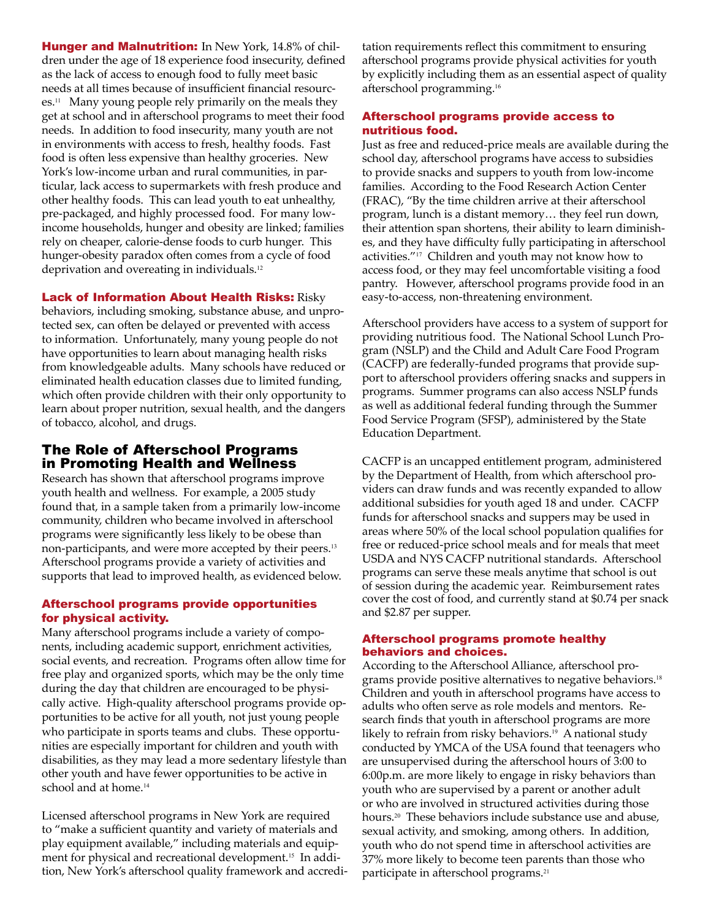**Hunger and Malnutrition:** In New York, 14.8% of children under the age of 18 experience food insecurity, defined as the lack of access to enough food to fully meet basic needs at all times because of insufficient financial resources.[11] Many young people rely primarily on the meals they get at school and in afterschool programs to meet their food needs. In addition to food insecurity, many youth are not in environments with access to fresh, healthy foods. Fast food is often less expensive than healthy groceries. New York's low-income urban and rural communities, in particular, lack access to supermarkets with fresh produce and other healthy foods. This can lead youth to eat unhealthy, pre-packaged, and highly processed food. For many low-income households, hunger and obesity are linked; families rely on cheaper, calorie-dense foods to curb hunger. This hunger-obesity paradox often comes from a cycle of food deprivation and overeating in individuals.[12]

**Lack of Information About Health Risks:** Risky behaviors, including smoking, substance abuse, and unprotected sex, can often be delayed or prevented with access to information. Unfortunately, many young people do not have opportunities to learn about managing health risks from knowledgeable adults. Many schools have reduced or eliminated health education classes due to limited funding, which often provide children with their only opportunity to learn about proper nutrition, sexual health, and the dangers of tobacco, alcohol, and drugs.

## The Role of Afterschool Programs in Promoting Health and Wellness

Research has shown that afterschool programs improve youth health and wellness. For example, a 2005 study found that, in a sample taken from a primarily low-income community, children who became involved in afterschool programs were significantly less likely to be obese than non-participants, and were more accepted by their peers.[13] Afterschool programs provide a variety of activities and supports that lead to improved health, as evidenced below.

### Afterschool programs provide opportunities for physical activity.

Many afterschool programs include a variety of components, including academic support, enrichment activities, social events, and recreation. Programs often allow time for free play and organized sports, which may be the only time during the day that children are encouraged to be physically active. High-quality afterschool programs provide opportunities to be active for all youth, not just young people who participate in sports teams and clubs. These opportunities are especially important for children and youth with disabilities, as they may lead a more sedentary lifestyle than other youth and have fewer opportunities to be active in school and at home.[14]

Licensed afterschool programs in New York are required to "make a sufficient quantity and variety of materials and play equipment available," including materials and equipment for physical and recreational development.[15] In addition, New York's afterschool quality framework and accreditation requirements reflect this commitment to ensuring afterschool programs provide physical activities for youth by explicitly including them as an essential aspect of quality afterschool programming.[16]

### Afterschool programs provide access to nutritious food.

Just as free and reduced-price meals are available during the school day, afterschool programs have access to subsidies to provide snacks and suppers to youth from low-income families. According to the Food Research Action Center (FRAC), "By the time children arrive at their afterschool program, lunch is a distant memory… they feel run down, their attention span shortens, their ability to learn diminishes, and they have difficulty fully participating in afterschool activities."[17] Children and youth may not know how to access food, or they may feel uncomfortable visiting a food pantry. However, afterschool programs provide food in an easy-to-access, non-threatening environment.

Afterschool providers have access to a system of support for providing nutritious food. The National School Lunch Program (NSLP) and the Child and Adult Care Food Program (CACFP) are federally-funded programs that provide support to afterschool providers offering snacks and suppers in programs. Summer programs can also access NSLP funds as well as additional federal funding through the Summer Food Service Program (SFSP), administered by the State Education Department.

CACFP is an uncapped entitlement program, administered by the Department of Health, from which afterschool providers can draw funds and was recently expanded to allow additional subsidies for youth aged 18 and under. CACFP funds for afterschool snacks and suppers may be used in areas where 50% of the local school population qualifies for free or reduced-price school meals and for meals that meet USDA and NYS CACFP nutritional standards. Afterschool programs can serve these meals anytime that school is out of session during the academic year. Reimbursement rates cover the cost of food, and currently stand at $0.74 per snack and $2.87 per supper.

### Afterschool programs promote healthy behaviors and choices.

According to the Afterschool Alliance, afterschool programs provide positive alternatives to negative behaviors.[18] Children and youth in afterschool programs have access to adults who often serve as role models and mentors. Research finds that youth in afterschool programs are more likely to refrain from risky behaviors.[19] A national study conducted by YMCA of the USA found that teenagers who are unsupervised during the afterschool hours of 3:00 to 6:00p.m. are more likely to engage in risky behaviors than youth who are supervised by a parent or another adult or who are involved in structured activities during those hours.[20] These behaviors include substance use and abuse, sexual activity, and smoking, among others. In addition, youth who do not spend time in afterschool activities are 37% more likely to become teen parents than those who participate in afterschool programs.[21]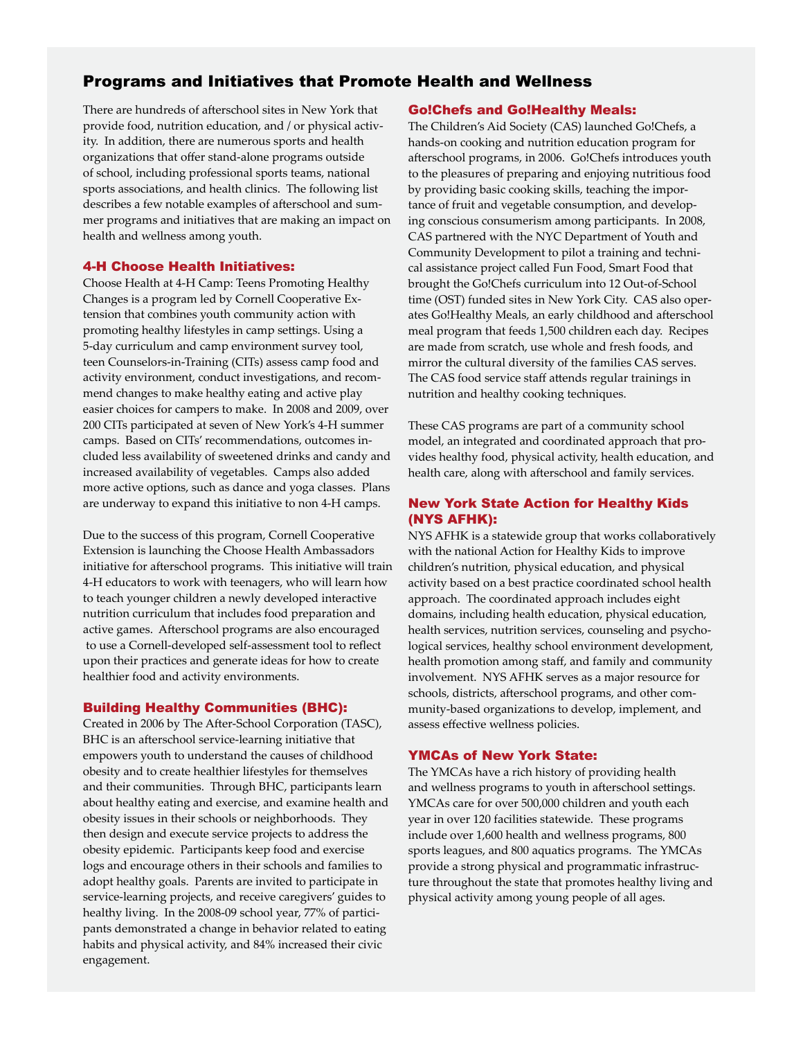## Programs and Initiatives that Promote Health and Wellness

There are hundreds of afterschool sites in New York that provide food, nutrition education, and / or physical activity. In addition, there are numerous sports and health organizations that offer stand-alone programs outside of school, including professional sports teams, national sports associations, and health clinics. The following list describes a few notable examples of afterschool and summer programs and initiatives that are making an impact on health and wellness among youth.

### 4-H Choose Health Initiatives:

Choose Health at 4-H Camp: Teens Promoting Healthy Changes is a program led by Cornell Cooperative Extension that combines youth community action with promoting healthy lifestyles in camp settings. Using a 5-day curriculum and camp environment survey tool, teen Counselors-in-Training (CITs) assess camp food and activity environment, conduct investigations, and recommend changes to make healthy eating and active play easier choices for campers to make. In 2008 and 2009, over 200 CITs participated at seven of New York's 4-H summer camps. Based on CITs' recommendations, outcomes included less availability of sweetened drinks and candy and increased availability of vegetables. Camps also added more active options, such as dance and yoga classes. Plans are underway to expand this initiative to non 4-H camps.

Due to the success of this program, Cornell Cooperative Extension is launching the Choose Health Ambassadors initiative for afterschool programs. This initiative will train 4-H educators to work with teenagers, who will learn how to teach younger children a newly developed interactive nutrition curriculum that includes food preparation and active games. Afterschool programs are also encouraged to use a Cornell-developed self-assessment tool to reflect upon their practices and generate ideas for how to create healthier food and activity environments.

### Building Healthy Communities (BHC):

Created in 2006 by The After-School Corporation (TASC), BHC is an afterschool service-learning initiative that empowers youth to understand the causes of childhood obesity and to create healthier lifestyles for themselves and their communities. Through BHC, participants learn about healthy eating and exercise, and examine health and obesity issues in their schools or neighborhoods. They then design and execute service projects to address the obesity epidemic. Participants keep food and exercise logs and encourage others in their schools and families to adopt healthy goals. Parents are invited to participate in service-learning projects, and receive caregivers' guides to healthy living. In the 2008-09 school year, 77% of participants demonstrated a change in behavior related to eating habits and physical activity, and 84% increased their civic engagement.

### Go!Chefs and Go!Healthy Meals:

The Children's Aid Society (CAS) launched Go!Chefs, a hands-on cooking and nutrition education program for afterschool programs, in 2006. Go!Chefs introduces youth to the pleasures of preparing and enjoying nutritious food by providing basic cooking skills, teaching the importance of fruit and vegetable consumption, and developing conscious consumerism among participants. In 2008, CAS partnered with the NYC Department of Youth and Community Development to pilot a training and technical assistance project called Fun Food, Smart Food that brought the Go!Chefs curriculum into 12 Out-of-School time (OST) funded sites in New York City. CAS also operates Go!Healthy Meals, an early childhood and afterschool meal program that feeds 1,500 children each day. Recipes are made from scratch, use whole and fresh foods, and mirror the cultural diversity of the families CAS serves. The CAS food service staff attends regular trainings in nutrition and healthy cooking techniques.

These CAS programs are part of a community school model, an integrated and coordinated approach that provides healthy food, physical activity, health education, and health care, along with afterschool and family services.

### New York State Action for Healthy Kids (NYS AFHK):

NYS AFHK is a statewide group that works collaboratively with the national Action for Healthy Kids to improve children's nutrition, physical education, and physical activity based on a best practice coordinated school health approach. The coordinated approach includes eight domains, including health education, physical education, health services, nutrition services, counseling and psychological services, healthy school environment development, health promotion among staff, and family and community involvement. NYS AFHK serves as a major resource for schools, districts, afterschool programs, and other community-based organizations to develop, implement, and assess effective wellness policies.

### YMCAs of New York State:

The YMCAs have a rich history of providing health and wellness programs to youth in afterschool settings. YMCAs care for over 500,000 children and youth each year in over 120 facilities statewide. These programs include over 1,600 health and wellness programs, 800 sports leagues, and 800 aquatics programs. The YMCAs provide a strong physical and programmatic infrastructure throughout the state that promotes healthy living and physical activity among young people of all ages.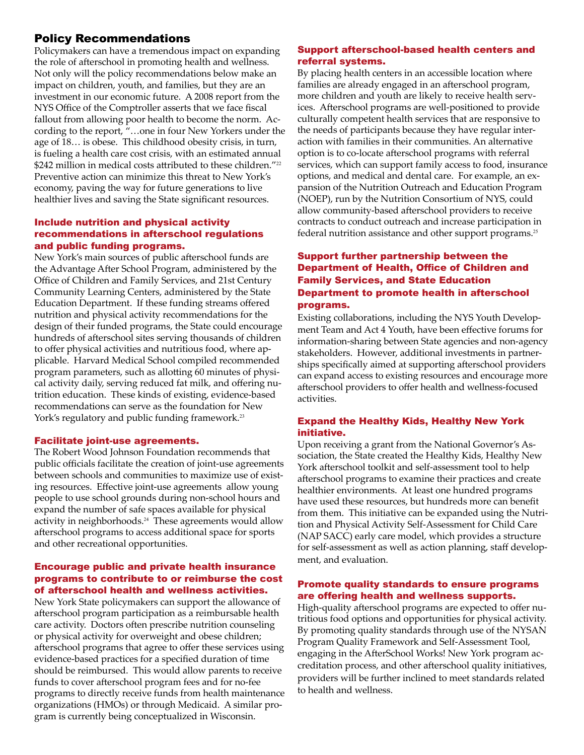## Policy Recommendations

Policymakers can have a tremendous impact on expanding the role of afterschool in promoting health and wellness. Not only will the policy recommendations below make an impact on children, youth, and families, but they are an investment in our economic future. A 2008 report from the NYS Office of the Comptroller asserts that we face fiscal fallout from allowing poor health to become the norm. According to the report, "…one in four New Yorkers under the age of 18… is obese. This childhood obesity crisis, in turn, is fueling a health care cost crisis, with an estimated annual $242 million in medical costs attributed to these children."[22] Preventive action can minimize this threat to New York's economy, paving the way for future generations to live healthier lives and saving the State significant resources.

### Include nutrition and physical activity recommendations in afterschool regulations and public funding programs.

New York's main sources of public afterschool funds are the Advantage After School Program, administered by the Office of Children and Family Services, and 21st Century Community Learning Centers, administered by the State Education Department. If these funding streams offered nutrition and physical activity recommendations for the design of their funded programs, the State could encourage hundreds of afterschool sites serving thousands of children to offer physical activities and nutritious food, where applicable. Harvard Medical School compiled recommended program parameters, such as allotting 60 minutes of physical activity daily, serving reduced fat milk, and offering nutrition education. These kinds of existing, evidence-based recommendations can serve as the foundation for New York's regulatory and public funding framework.[23]

### Facilitate joint-use agreements.

The Robert Wood Johnson Foundation recommends that public officials facilitate the creation of joint-use agreements between schools and communities to maximize use of existing resources. Effective joint-use agreements allow young people to use school grounds during non-school hours and expand the number of safe spaces available for physical activity in neighborhoods.[24] These agreements would allow afterschool programs to access additional space for sports and other recreational opportunities.

### Encourage public and private health insurance programs to contribute to or reimburse the cost of afterschool health and wellness activities.

New York State policymakers can support the allowance of afterschool program participation as a reimbursable health care activity. Doctors often prescribe nutrition counseling or physical activity for overweight and obese children; afterschool programs that agree to offer these services using evidence-based practices for a specified duration of time should be reimbursed. This would allow parents to receive funds to cover afterschool program fees and for no-fee programs to directly receive funds from health maintenance organizations (HMOs) or through Medicaid. A similar program is currently being conceptualized in Wisconsin.

### Support afterschool-based health centers and referral systems.

By placing health centers in an accessible location where families are already engaged in an afterschool program, more children and youth are likely to receive health services. Afterschool programs are well-positioned to provide culturally competent health services that are responsive to the needs of participants because they have regular interaction with families in their communities. An alternative option is to co-locate afterschool programs with referral services, which can support family access to food, insurance options, and medical and dental care. For example, an expansion of the Nutrition Outreach and Education Program (NOEP), run by the Nutrition Consortium of NYS, could allow community-based afterschool providers to receive contracts to conduct outreach and increase participation in federal nutrition assistance and other support programs.[25]

### Support further partnership between the Department of Health, Office of Children and Family Services, and State Education Department to promote health in afterschool programs.

Existing collaborations, including the NYS Youth Development Team and Act 4 Youth, have been effective forums for information-sharing between State agencies and non-agency stakeholders. However, additional investments in partnerships specifically aimed at supporting afterschool providers can expand access to existing resources and encourage more afterschool providers to offer health and wellness-focused activities.

### Expand the Healthy Kids, Healthy New York initiative.

Upon receiving a grant from the National Governor's Association, the State created the Healthy Kids, Healthy New York afterschool toolkit and self-assessment tool to help afterschool programs to examine their practices and create healthier environments. At least one hundred programs have used these resources, but hundreds more can benefit from them. This initiative can be expanded using the Nutrition and Physical Activity Self-Assessment for Child Care (NAP SACC) early care model, which provides a structure for self-assessment as well as action planning, staff development, and evaluation.

### Promote quality standards to ensure programs are offering health and wellness supports.

High-quality afterschool programs are expected to offer nutritious food options and opportunities for physical activity. By promoting quality standards through use of the NYSAN Program Quality Framework and Self-Assessment Tool, engaging in the AfterSchool Works! New York program accreditation process, and other afterschool quality initiatives, providers will be further inclined to meet standards related to health and wellness.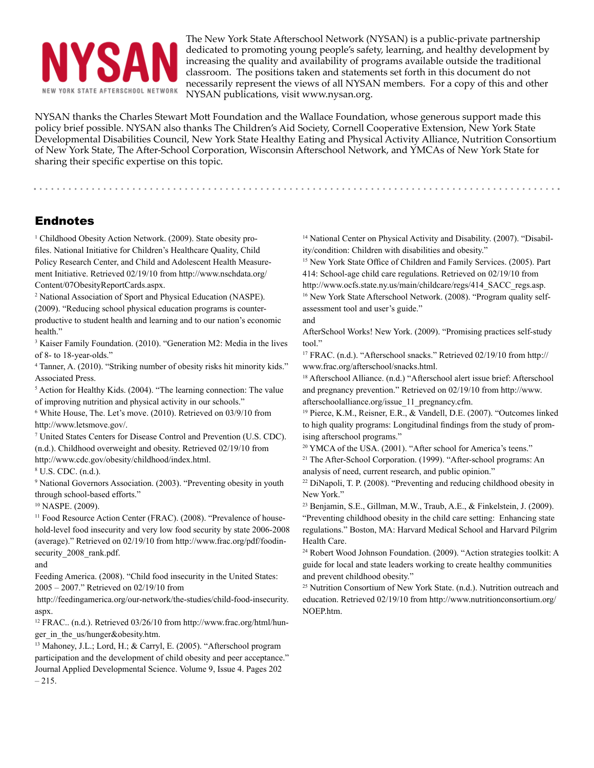NYSAN

NEW YORK STATE AFTERSCHOOL NETWORK

The New York State Afterschool Network (NYSAN) is a public-private partnership dedicated to promoting young people's safety, learning, and healthy development by increasing the quality and availability of programs available outside the traditional classroom. The positions taken and statements set forth in this document do not necessarily represent the views of all NYSAN members. For a copy of this and other NYSAN publications, visit www.nysan.org.

NYSAN thanks the Charles Stewart Mott Foundation and the Wallace Foundation, whose generous support made this policy brief possible. NYSAN also thanks The Children's Aid Society, Cornell Cooperative Extension, New York State Developmental Disabilities Council, New York State Healthy Eating and Physical Activity Alliance, Nutrition Consortium of New York State, The After-School Corporation, Wisconsin Afterschool Network, and YMCAs of New York State for sharing their specific expertise on this topic.

## Endnotes

[1] Childhood Obesity Action Network. (2009). State obesity profiles. National Initiative for Children's Healthcare Quality, Child Policy Research Center, and Child and Adolescent Health Measurement Initiative. Retrieved 02/19/10 from http://www.nschdata.org/Content/07ObesityReportCards.aspx.

[2] National Association of Sport and Physical Education (NASPE). (2009). "Reducing school physical education programs is counterproductive to student health and learning and to our nation's economic health."

[3] Kaiser Family Foundation. (2010). "Generation M2: Media in the lives of 8- to 18-year-olds."

[4] Tanner, A. (2010). "Striking number of obesity risks hit minority kids." Associated Press.

[5] Action for Healthy Kids. (2004). "The learning connection: The value of improving nutrition and physical activity in our schools."

[6] White House, The. Let's move. (2010). Retrieved on 03/9/10 from http://www.letsmove.gov/.

[7] United States Centers for Disease Control and Prevention (U.S. CDC). (n.d.). Childhood overweight and obesity. Retrieved 02/19/10 from http://www.cdc.gov/obesity/childhood/index.html.

[8] U.S. CDC. (n.d.).

[9] National Governors Association. (2003). "Preventing obesity in youth through school-based efforts."

[10] NASPE. (2009).

[11] Food Resource Action Center (FRAC). (2008). "Prevalence of household-level food insecurity and very low food security by state 2006-2008 (average)." Retrieved on 02/19/10 from http://www.frac.org/pdf/foodinsecurity_2008_rank.pdf.

and

Feeding America. (2008). "Child food insecurity in the United States: 2005 – 2007." Retrieved on 02/19/10 from http://feedingamerica.org/our-network/the-studies/child-food-insecurity.aspx.

[12] FRAC.. (n.d.). Retrieved 03/26/10 from http://www.frac.org/html/hunger_in_the_us/hunger&obesity.htm.

[13] Mahoney, J.L.; Lord, H.; & Carryl, E. (2005). "Afterschool program participation and the development of child obesity and peer acceptance." Journal Applied Developmental Science. Volume 9, Issue 4. Pages 202 – 215.

[14] National Center on Physical Activity and Disability. (2007). "Disability/condition: Children with disabilities and obesity."

[15] New York State Office of Children and Family Services. (2005). Part 414: School-age child care regulations. Retrieved on 02/19/10 from http://www.ocfs.state.ny.us/main/childcare/regs/414_SACC_regs.asp.

[16] New York State Afterschool Network. (2008). "Program quality self-assessment tool and user's guide."

and

AfterSchool Works! New York. (2009). "Promising practices self-study tool."

[17] FRAC. (n.d.). "Afterschool snacks." Retrieved 02/19/10 from http://www.frac.org/afterschool/snacks.html.

[18] Afterschool Alliance. (n.d.) "Afterschool alert issue brief: Afterschool and pregnancy prevention." Retrieved on 02/19/10 from http://www.afterschoolalliance.org/issue_11_pregnancy.cfm.

[19] Pierce, K.M., Reisner, E.R., & Vandell, D.E. (2007). "Outcomes linked to high quality programs: Longitudinal findings from the study of promising afterschool programs."

[20] YMCA of the USA. (2001). "After school for America's teens."

[21] The After-School Corporation. (1999). "After-school programs: An analysis of need, current research, and public opinion."

[22] DiNapoli, T. P. (2008). "Preventing and reducing childhood obesity in New York."

[23] Benjamin, S.E., Gillman, M.W., Traub, A.E., & Finkelstein, J. (2009). "Preventing childhood obesity in the child care setting: Enhancing state regulations." Boston, MA: Harvard Medical School and Harvard Pilgrim Health Care.

[24] Robert Wood Johnson Foundation. (2009). "Action strategies toolkit: A guide for local and state leaders working to create healthy communities and prevent childhood obesity."

[25] Nutrition Consortium of New York State. (n.d.). Nutrition outreach and education. Retrieved 02/19/10 from http://www.nutritionconsortium.org/NOEP.htm.